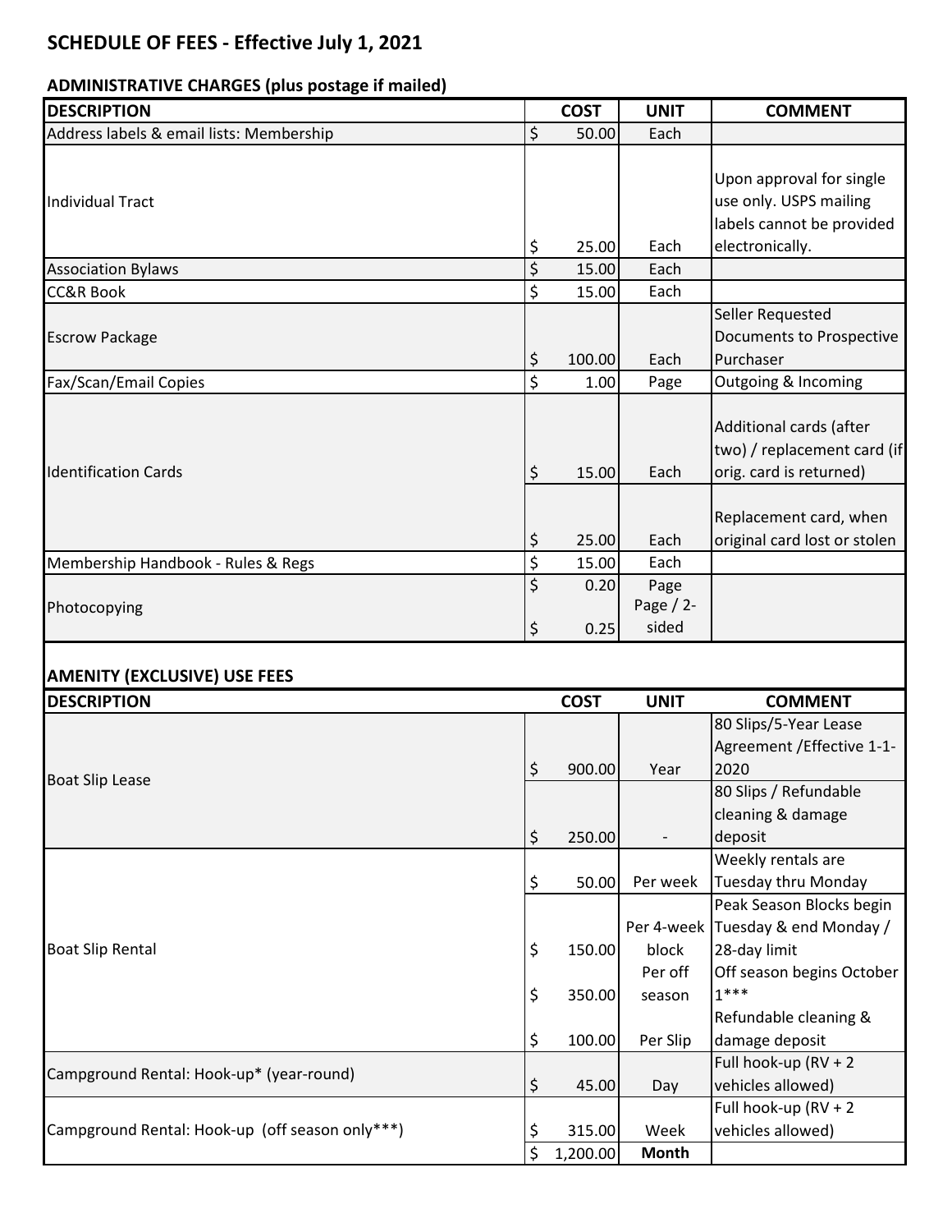# SCHEDULE OF FEES - Effective July 1, 2021

## ADMINISTRATIVE CHARGES (plus postage if mailed)

| DESCRIPTION | COST | UNIT | COMMENT |
|---|---|---|---|
| Address labels & email lists: Membership | $ 50.00 | Each | |
| Individual Tract | $ 25.00 | Each | Upon approval for single use only. USPS mailing labels cannot be provided electronically. |
| Association Bylaws | $ 15.00 | Each | |
| CC&R Book | $ 15.00 | Each | |
| Escrow Package | $ 100.00 | Each | Seller Requested Documents to Prospective Purchaser |
| Fax/Scan/Email Copies | $ 1.00 | Page | Outgoing & Incoming |
| Identification Cards | $ 15.00 | Each | Additional cards (after two) / replacement card (if orig. card is returned) |
| | $ 25.00 | Each | Replacement card, when original card lost or stolen |
| Membership Handbook - Rules & Regs | $ 15.00 | Each | |
| Photocopying | $ 0.20 | Page | |
| | $ 0.25 | Page / 2-sided | |

## AMENITY (EXCLUSIVE) USE FEES

| DESCRIPTION | COST | UNIT | COMMENT |
|---|---|---|---|
| Boat Slip Lease | $ 900.00 | Year | 80 Slips/5-Year Lease Agreement /Effective 1-1-2020 |
| | $ 250.00 | - | 80 Slips / Refundable cleaning & damage deposit |
| Boat Slip Rental | $ 50.00 | Per week | Weekly rentals are Tuesday thru Monday |
| | $ 150.00 | Per 4-week block | Peak Season Blocks begin Tuesday & end Monday / 28-day limit |
| | $ 350.00 | Per off season | Off season begins October 1*** |
| | $ 100.00 | Per Slip | Refundable cleaning & damage deposit |
| Campground Rental: Hook-up* (year-round) | $ 45.00 | Day | Full hook-up (RV + 2 vehicles allowed) |
| Campground Rental: Hook-up (off season only***) | $ 315.00 | Week | Full hook-up (RV + 2 vehicles allowed) |
| | $ 1,200.00 | **Month** | |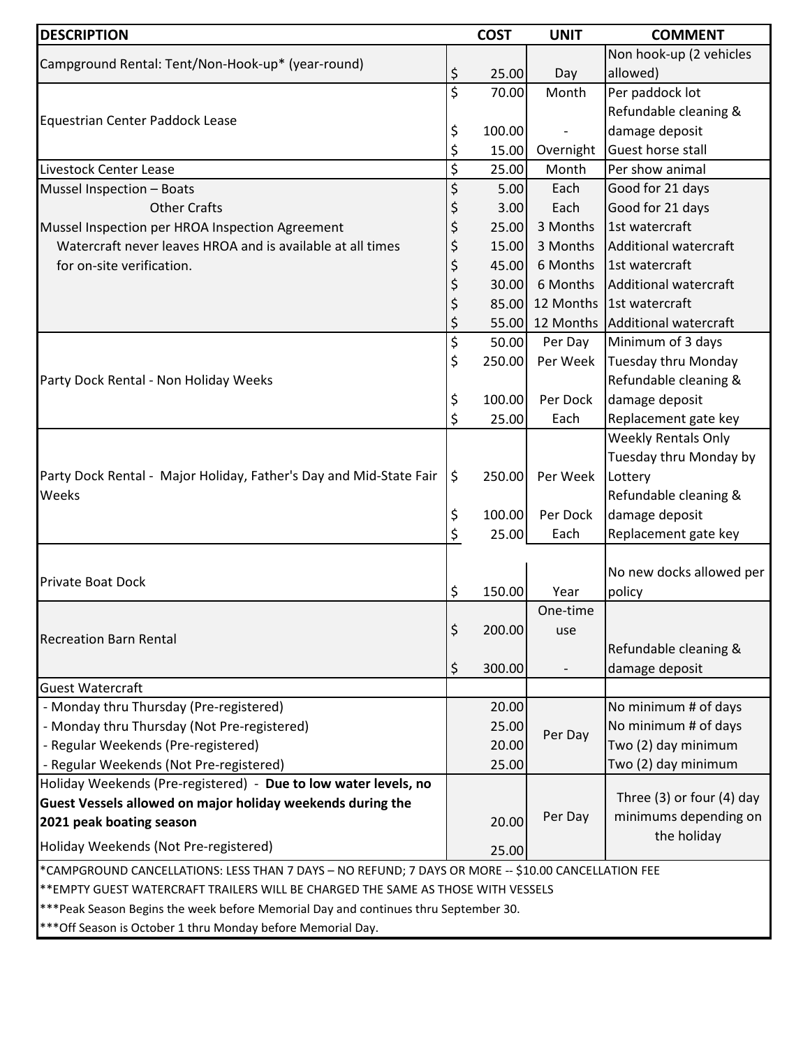| DESCRIPTION | COST | UNIT | COMMENT |
|---|---|---|---|
| Campground Rental: Tent/Non-Hook-up* (year-round) | $ 25.00 | Day | Non hook-up (2 vehicles allowed) |
| Equestrian Center Paddock Lease | $ 70.00 | Month | Per paddock lot |
| | $ 100.00 | - | Refundable cleaning & damage deposit |
| | $ 15.00 | Overnight | Guest horse stall |
| Livestock Center Lease | $ 25.00 | Month | Per show animal |
| Mussel Inspection – Boats | $ 5.00 | Each | Good for 21 days |
| Other Crafts | $ 3.00 | Each | Good for 21 days |
| Mussel Inspection per HROA Inspection Agreement | $ 25.00 | 3 Months | 1st watercraft |
| Watercraft never leaves HROA and is available at all times | $ 15.00 | 3 Months | Additional watercraft |
| for on-site verification. | $ 45.00 | 6 Months | 1st watercraft |
| | $ 30.00 | 6 Months | Additional watercraft |
| | $ 85.00 | 12 Months | 1st watercraft |
| | $ 55.00 | 12 Months | Additional watercraft |
| Party Dock Rental - Non Holiday Weeks | $ 50.00 | Per Day | Minimum of 3 days |
| | $ 250.00 | Per Week | Tuesday thru Monday |
| | $ 100.00 | Per Dock | Refundable cleaning & damage deposit |
| | $ 25.00 | Each | Replacement gate key |
| Party Dock Rental - Major Holiday, Father's Day and Mid-State Fair Weeks | $ 250.00 | Per Week | Weekly Rentals Only Tuesday thru Monday by Lottery |
| | $ 100.00 | Per Dock | Refundable cleaning & damage deposit |
| | $ 25.00 | Each | Replacement gate key |
| Private Boat Dock | $ 150.00 | Year | No new docks allowed per policy |
| Recreation Barn Rental | $ 200.00 | One-time use | |
| | $ 300.00 | - | Refundable cleaning & damage deposit |
| Guest Watercraft | | | |
| - Monday thru Thursday (Pre-registered) | 20.00 | Per Day | No minimum # of days |
| - Monday thru Thursday (Not Pre-registered) | 25.00 | Per Day | No minimum # of days |
| - Regular Weekends (Pre-registered) | 20.00 | Per Day | Two (2) day minimum |
| - Regular Weekends (Not Pre-registered) | 25.00 | Per Day | Two (2) day minimum |
| Holiday Weekends (Pre-registered) - **Due to low water levels, no Guest Vessels allowed on major holiday weekends during the 2021 peak boating season** | 20.00 | Per Day | Three (3) or four (4) day minimums depending on the holiday |
| Holiday Weekends (Not Pre-registered) | 25.00 | Per Day | Three (3) or four (4) day minimums depending on the holiday |

*CAMPGROUND CANCELLATIONS: LESS THAN 7 DAYS – NO REFUND; 7 DAYS OR MORE -- $10.00 CANCELLATION FEE

**EMPTY GUEST WATERCRAFT TRAILERS WILL BE CHARGED THE SAME AS THOSE WITH VESSELS

***Peak Season Begins the week before Memorial Day and continues thru September 30.

***Off Season is October 1 thru Monday before Memorial Day.